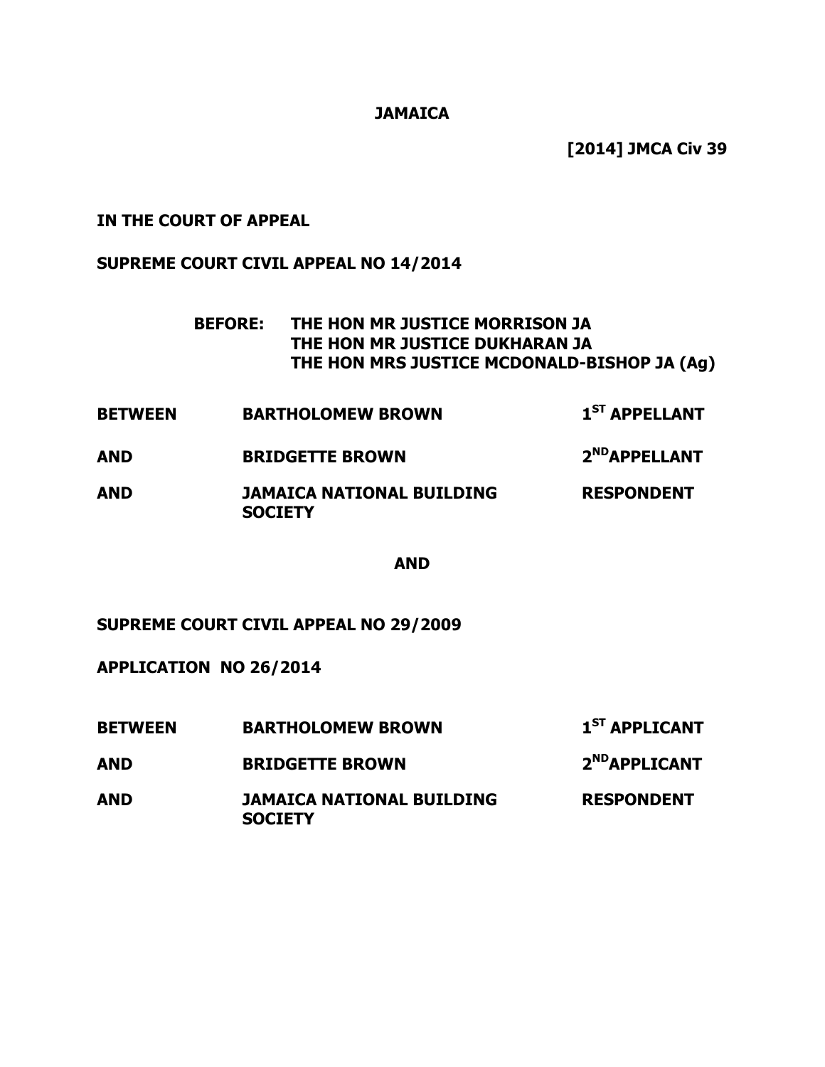**JAMAICA**

**[2014] JMCA Civ 39**

**IN THE COURT OF APPEAL**

**SUPREME COURT CIVIL APPEAL NO 14/2014**

**BEFORE: THE HON MR JUSTICE MORRISON JA**
**THE HON MR JUSTICE DUKHARAN JA**
**THE HON MRS JUSTICE MCDONALD-BISHOP JA (Ag)**

| | | |
|---|---|---|
| **BETWEEN** | **BARTHOLOMEW BROWN** | **1ST APPELLANT** |
| **AND** | **BRIDGETTE BROWN** | **2ND APPELLANT** |
| **AND** | **JAMAICA NATIONAL BUILDING SOCIETY** | **RESPONDENT** |

**AND**

**SUPREME COURT CIVIL APPEAL NO 29/2009**

**APPLICATION NO 26/2014**

| | | |
|---|---|---|
| **BETWEEN** | **BARTHOLOMEW BROWN** | **1ST APPLICANT** |
| **AND** | **BRIDGETTE BROWN** | **2ND APPLICANT** |
| **AND** | **JAMAICA NATIONAL BUILDING SOCIETY** | **RESPONDENT** |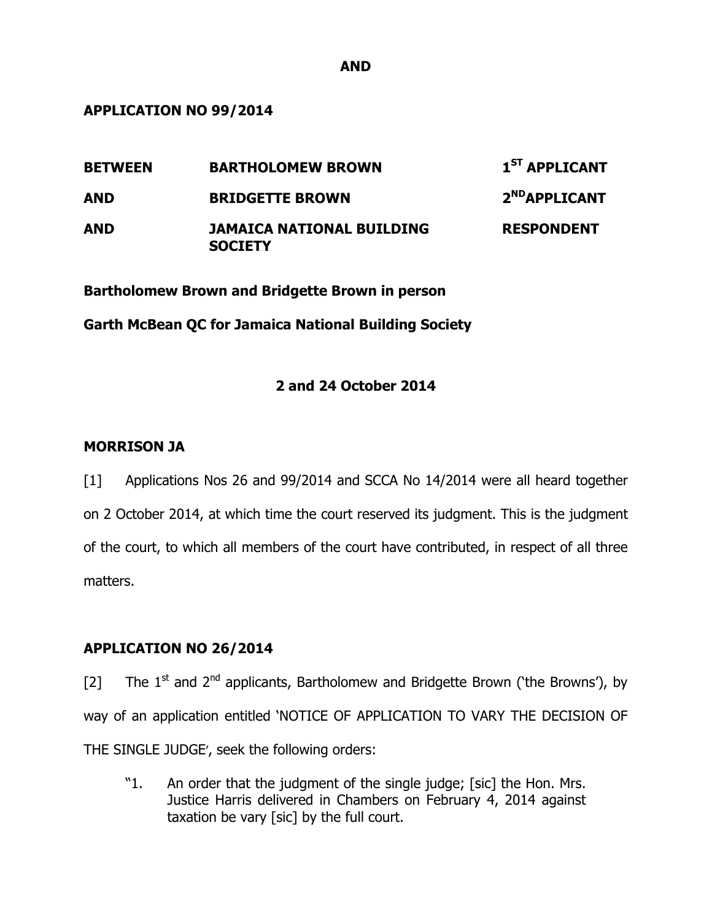**AND**

**APPLICATION NO 99/2014**

| | | |
|---|---|---|
| **BETWEEN** | **BARTHOLOMEW BROWN** | **1ST APPLICANT** |
| **AND** | **BRIDGETTE BROWN** | **2ND APPLICANT** |
| **AND** | **JAMAICA NATIONAL BUILDING SOCIETY** | **RESPONDENT** |

**Bartholomew Brown and Bridgette Brown in person**

**Garth McBean QC for Jamaica National Building Society**

**2 and 24 October 2014**

**MORRISON JA**

[1] Applications Nos 26 and 99/2014 and SCCA No 14/2014 were all heard together on 2 October 2014, at which time the court reserved its judgment. This is the judgment of the court, to which all members of the court have contributed, in respect of all three matters.

**APPLICATION NO 26/2014**

[2] The 1st and 2nd applicants, Bartholomew and Bridgette Brown ('the Browns'), by way of an application entitled 'NOTICE OF APPLICATION TO VARY THE DECISION OF THE SINGLE JUDGE', seek the following orders:

> "1. An order that the judgment of the single judge; [sic] the Hon. Mrs. Justice Harris delivered in Chambers on February 4, 2014 against taxation be vary [sic] by the full court.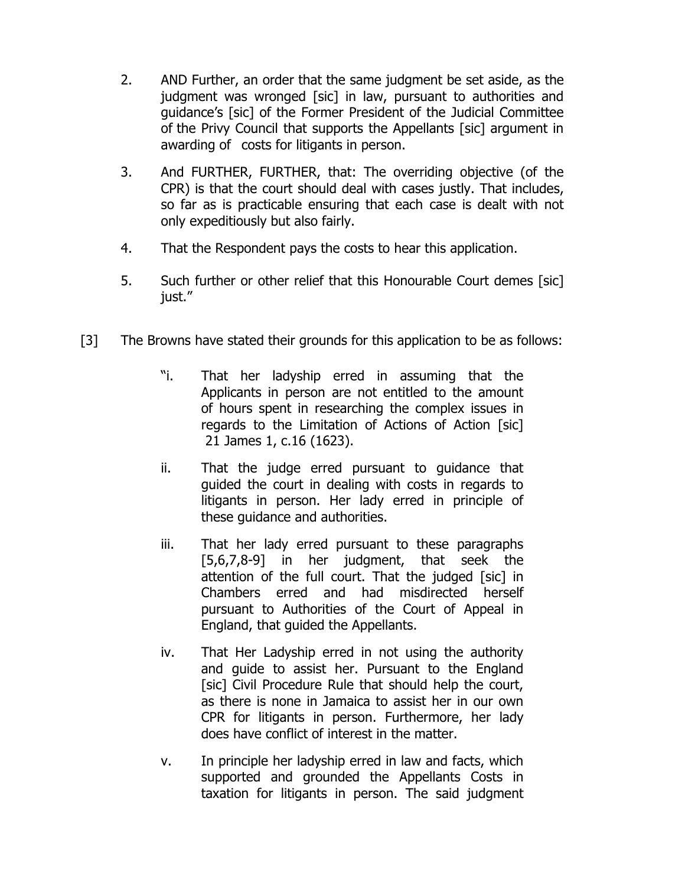2. AND Further, an order that the same judgment be set aside, as the judgment was wronged [sic] in law, pursuant to authorities and guidance's [sic] of the Former President of the Judicial Committee of the Privy Council that supports the Appellants [sic] argument in awarding of costs for litigants in person.

3. And FURTHER, FURTHER, that: The overriding objective (of the CPR) is that the court should deal with cases justly. That includes, so far as is practicable ensuring that each case is dealt with not only expeditiously but also fairly.

4. That the Respondent pays the costs to hear this application.

5. Such further or other relief that this Honourable Court demes [sic] just."

[3] The Browns have stated their grounds for this application to be as follows:

> "i. That her ladyship erred in assuming that the Applicants in person are not entitled to the amount of hours spent in researching the complex issues in regards to the Limitation of Actions of Action [sic] 21 James 1, c.16 (1623).
>
> ii. That the judge erred pursuant to guidance that guided the court in dealing with costs in regards to litigants in person. Her lady erred in principle of these guidance and authorities.
>
> iii. That her lady erred pursuant to these paragraphs [5,6,7,8-9] in her judgment, that seek the attention of the full court. That the judged [sic] in Chambers erred and had misdirected herself pursuant to Authorities of the Court of Appeal in England, that guided the Appellants.
>
> iv. That Her Ladyship erred in not using the authority and guide to assist her. Pursuant to the England [sic] Civil Procedure Rule that should help the court, as there is none in Jamaica to assist her in our own CPR for litigants in person. Furthermore, her lady does have conflict of interest in the matter.
>
> v. In principle her ladyship erred in law and facts, which supported and grounded the Appellants Costs in taxation for litigants in person. The said judgment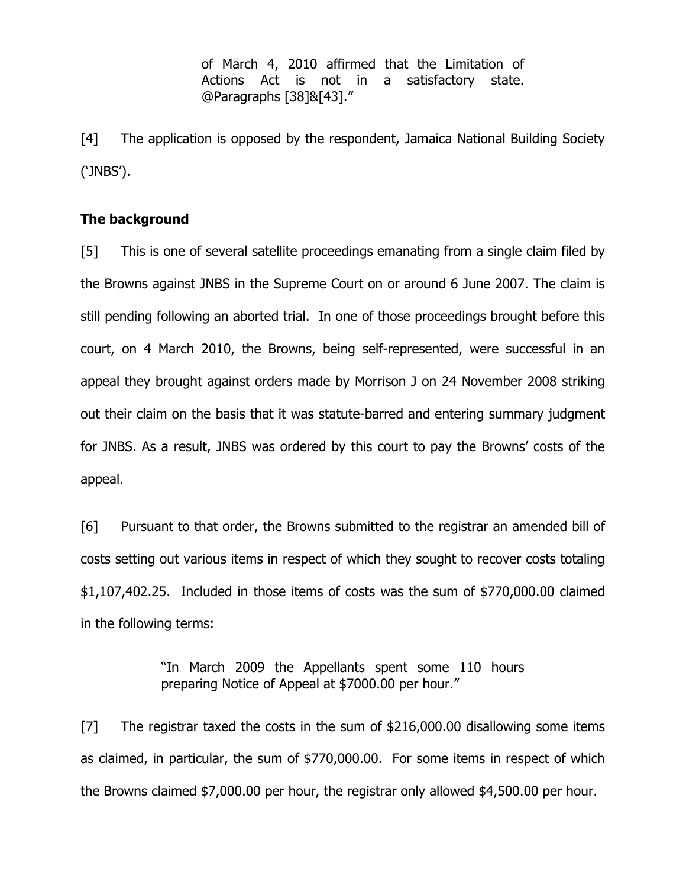> of March 4, 2010 affirmed that the Limitation of Actions Act is not in a satisfactory state. @Paragraphs [38]&[43]."

[4] The application is opposed by the respondent, Jamaica National Building Society ('JNBS').

**The background**

[5] This is one of several satellite proceedings emanating from a single claim filed by the Browns against JNBS in the Supreme Court on or around 6 June 2007. The claim is still pending following an aborted trial. In one of those proceedings brought before this court, on 4 March 2010, the Browns, being self-represented, were successful in an appeal they brought against orders made by Morrison J on 24 November 2008 striking out their claim on the basis that it was statute-barred and entering summary judgment for JNBS. As a result, JNBS was ordered by this court to pay the Browns' costs of the appeal.

[6] Pursuant to that order, the Browns submitted to the registrar an amended bill of costs setting out various items in respect of which they sought to recover costs totaling $1,107,402.25. Included in those items of costs was the sum of $770,000.00 claimed in the following terms:

> "In March 2009 the Appellants spent some 110 hours preparing Notice of Appeal at $7000.00 per hour."

[7] The registrar taxed the costs in the sum of $216,000.00 disallowing some items as claimed, in particular, the sum of $770,000.00. For some items in respect of which the Browns claimed $7,000.00 per hour, the registrar only allowed $4,500.00 per hour.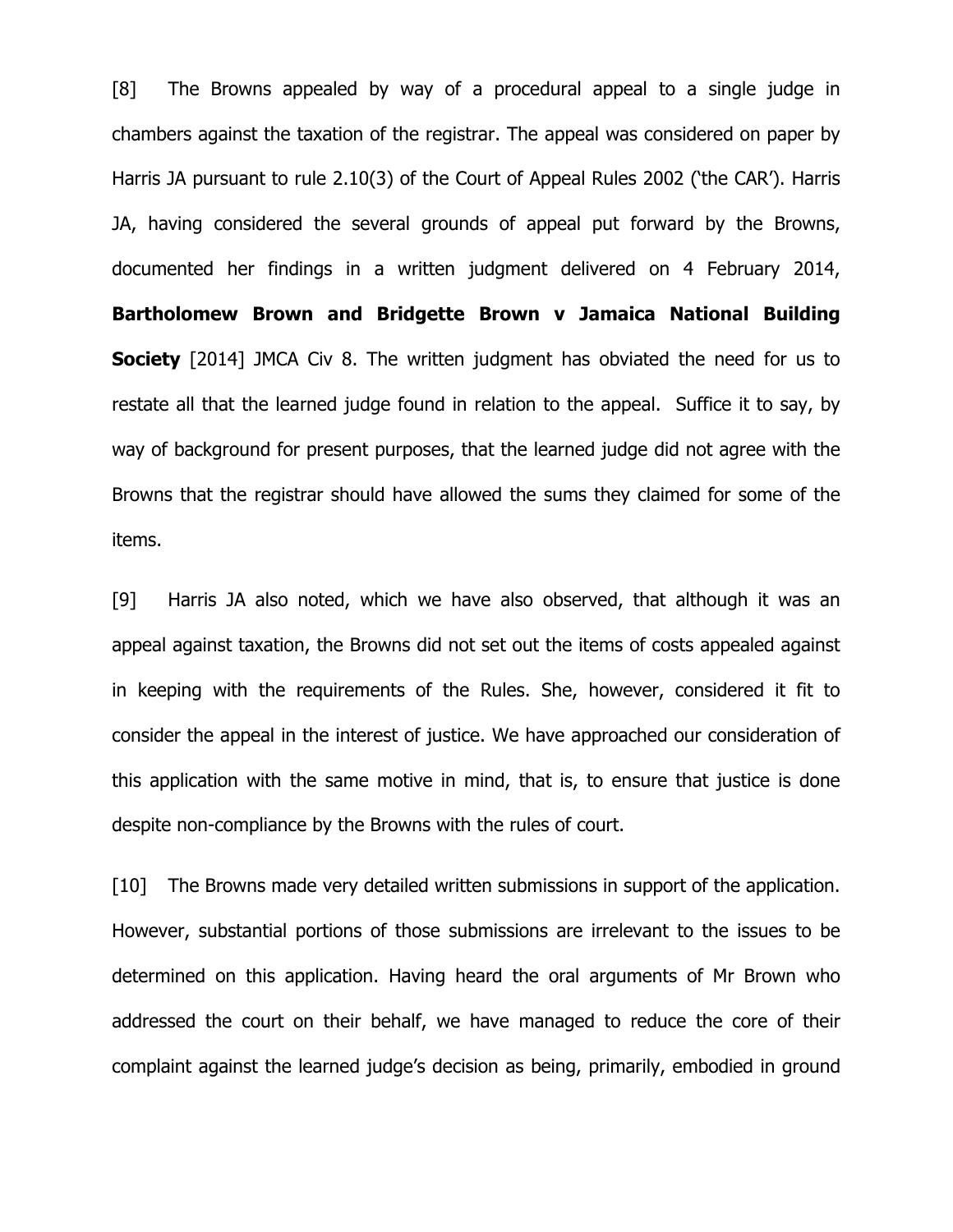[8] The Browns appealed by way of a procedural appeal to a single judge in chambers against the taxation of the registrar. The appeal was considered on paper by Harris JA pursuant to rule 2.10(3) of the Court of Appeal Rules 2002 ('the CAR'). Harris JA, having considered the several grounds of appeal put forward by the Browns, documented her findings in a written judgment delivered on 4 February 2014, **Bartholomew Brown and Bridgette Brown v Jamaica National Building Society** [2014] JMCA Civ 8. The written judgment has obviated the need for us to restate all that the learned judge found in relation to the appeal. Suffice it to say, by way of background for present purposes, that the learned judge did not agree with the Browns that the registrar should have allowed the sums they claimed for some of the items.

[9] Harris JA also noted, which we have also observed, that although it was an appeal against taxation, the Browns did not set out the items of costs appealed against in keeping with the requirements of the Rules. She, however, considered it fit to consider the appeal in the interest of justice. We have approached our consideration of this application with the same motive in mind, that is, to ensure that justice is done despite non-compliance by the Browns with the rules of court.

[10] The Browns made very detailed written submissions in support of the application. However, substantial portions of those submissions are irrelevant to the issues to be determined on this application. Having heard the oral arguments of Mr Brown who addressed the court on their behalf, we have managed to reduce the core of their complaint against the learned judge's decision as being, primarily, embodied in ground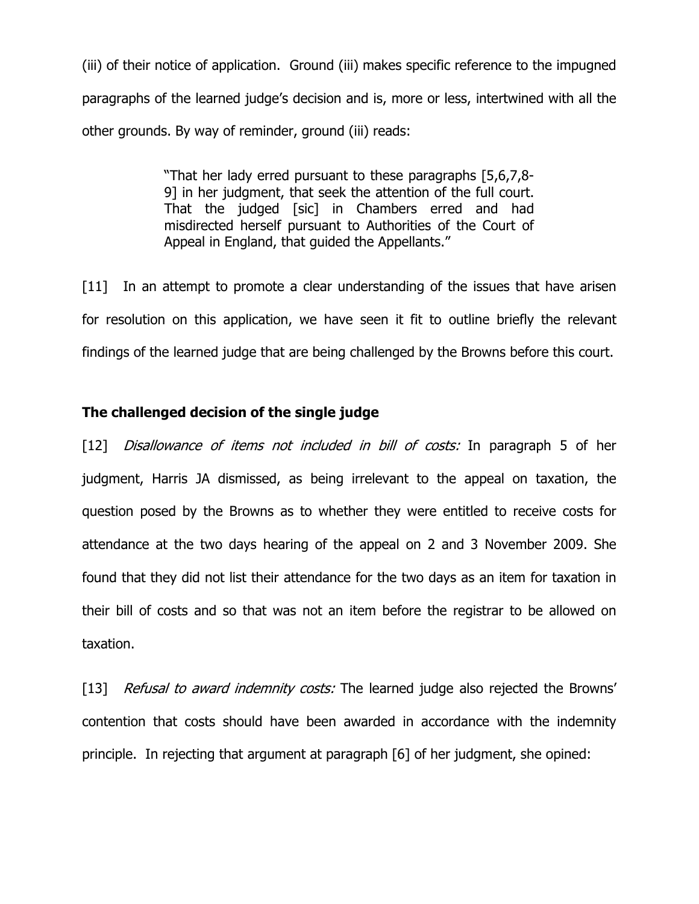(iii) of their notice of application. Ground (iii) makes specific reference to the impugned paragraphs of the learned judge's decision and is, more or less, intertwined with all the other grounds. By way of reminder, ground (iii) reads:

> "That her lady erred pursuant to these paragraphs [5,6,7,8-9] in her judgment, that seek the attention of the full court. That the judged [sic] in Chambers erred and had misdirected herself pursuant to Authorities of the Court of Appeal in England, that guided the Appellants."

[11] In an attempt to promote a clear understanding of the issues that have arisen for resolution on this application, we have seen it fit to outline briefly the relevant findings of the learned judge that are being challenged by the Browns before this court.

**The challenged decision of the single judge**

[12] *Disallowance of items not included in bill of costs:* In paragraph 5 of her judgment, Harris JA dismissed, as being irrelevant to the appeal on taxation, the question posed by the Browns as to whether they were entitled to receive costs for attendance at the two days hearing of the appeal on 2 and 3 November 2009. She found that they did not list their attendance for the two days as an item for taxation in their bill of costs and so that was not an item before the registrar to be allowed on taxation.

[13] *Refusal to award indemnity costs:* The learned judge also rejected the Browns' contention that costs should have been awarded in accordance with the indemnity principle. In rejecting that argument at paragraph [6] of her judgment, she opined: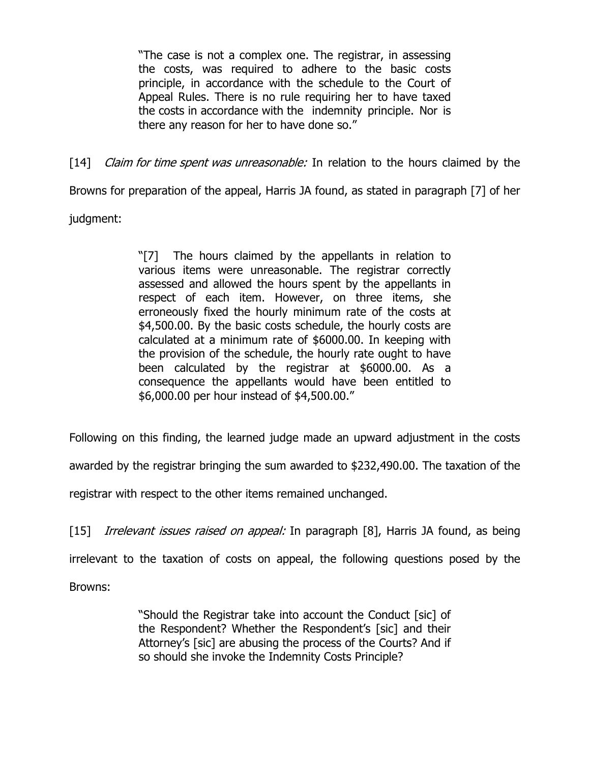> "The case is not a complex one. The registrar, in assessing the costs, was required to adhere to the basic costs principle, in accordance with the schedule to the Court of Appeal Rules. There is no rule requiring her to have taxed the costs in accordance with the indemnity principle. Nor is there any reason for her to have done so."

[14] *Claim for time spent was unreasonable:* In relation to the hours claimed by the Browns for preparation of the appeal, Harris JA found, as stated in paragraph [7] of her judgment:

> "[7] The hours claimed by the appellants in relation to various items were unreasonable. The registrar correctly assessed and allowed the hours spent by the appellants in respect of each item. However, on three items, she erroneously fixed the hourly minimum rate of the costs at $4,500.00. By the basic costs schedule, the hourly costs are calculated at a minimum rate of $6000.00. In keeping with the provision of the schedule, the hourly rate ought to have been calculated by the registrar at $6000.00. As a consequence the appellants would have been entitled to $6,000.00 per hour instead of $4,500.00."

Following on this finding, the learned judge made an upward adjustment in the costs awarded by the registrar bringing the sum awarded to $232,490.00. The taxation of the registrar with respect to the other items remained unchanged.

[15] *Irrelevant issues raised on appeal:* In paragraph [8], Harris JA found, as being irrelevant to the taxation of costs on appeal, the following questions posed by the Browns:

> "Should the Registrar take into account the Conduct [sic] of the Respondent? Whether the Respondent's [sic] and their Attorney's [sic] are abusing the process of the Courts? And if so should she invoke the Indemnity Costs Principle?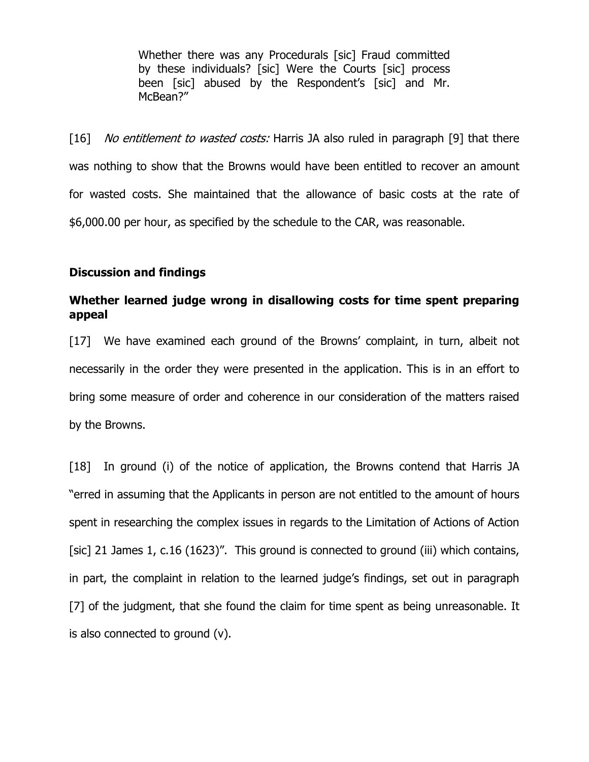> Whether there was any Procedurals [sic] Fraud committed by these individuals? [sic] Were the Courts [sic] process been [sic] abused by the Respondent's [sic] and Mr. McBean?"

[16] *No entitlement to wasted costs:* Harris JA also ruled in paragraph [9] that there was nothing to show that the Browns would have been entitled to recover an amount for wasted costs. She maintained that the allowance of basic costs at the rate of $6,000.00 per hour, as specified by the schedule to the CAR, was reasonable.

**Discussion and findings**

**Whether learned judge wrong in disallowing costs for time spent preparing appeal**

[17] We have examined each ground of the Browns' complaint, in turn, albeit not necessarily in the order they were presented in the application. This is in an effort to bring some measure of order and coherence in our consideration of the matters raised by the Browns.

[18] In ground (i) of the notice of application, the Browns contend that Harris JA "erred in assuming that the Applicants in person are not entitled to the amount of hours spent in researching the complex issues in regards to the Limitation of Actions of Action [sic] 21 James 1, c.16 (1623)". This ground is connected to ground (iii) which contains, in part, the complaint in relation to the learned judge's findings, set out in paragraph [7] of the judgment, that she found the claim for time spent as being unreasonable. It is also connected to ground (v).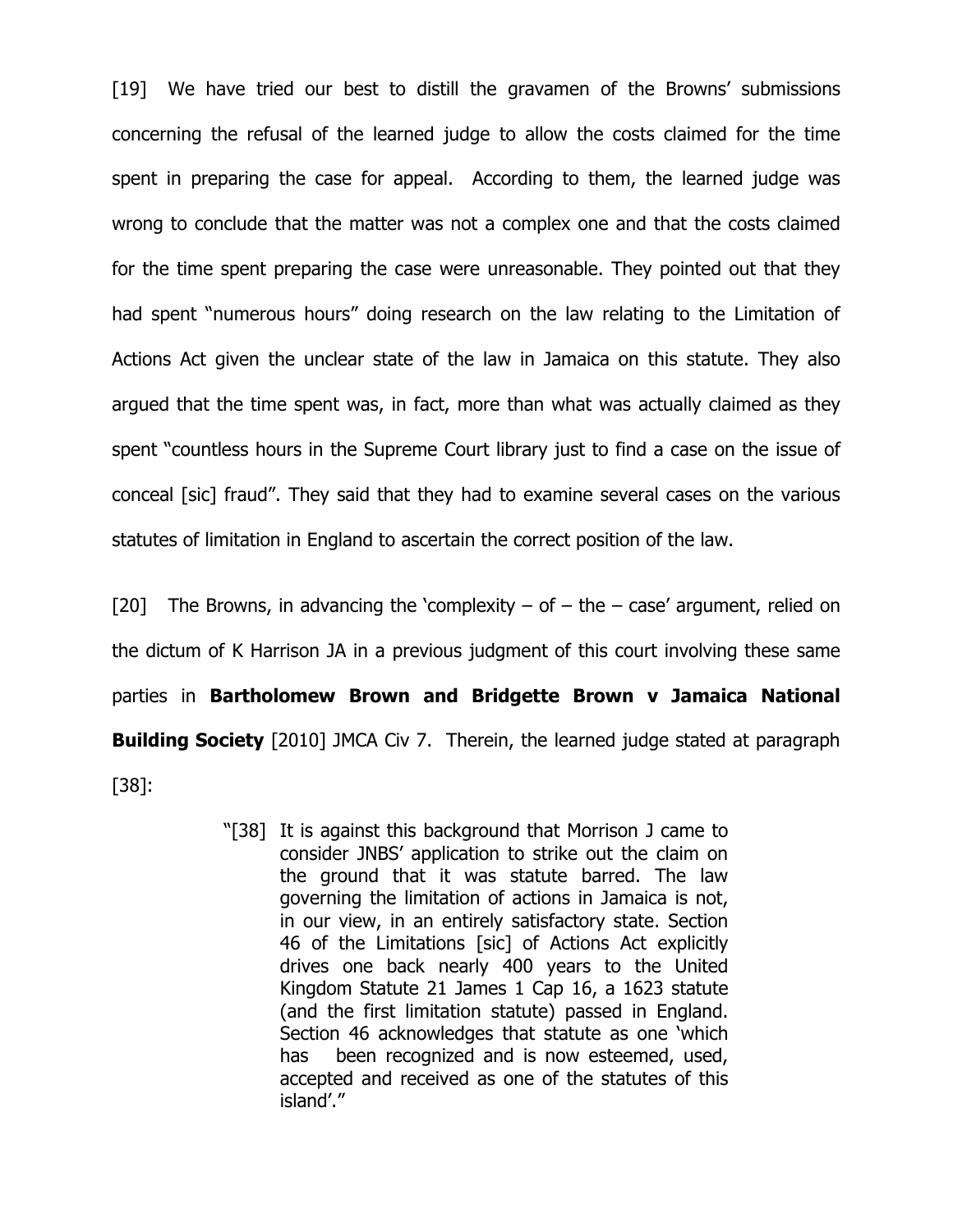[19] We have tried our best to distill the gravamen of the Browns' submissions concerning the refusal of the learned judge to allow the costs claimed for the time spent in preparing the case for appeal. According to them, the learned judge was wrong to conclude that the matter was not a complex one and that the costs claimed for the time spent preparing the case were unreasonable. They pointed out that they had spent "numerous hours" doing research on the law relating to the Limitation of Actions Act given the unclear state of the law in Jamaica on this statute. They also argued that the time spent was, in fact, more than what was actually claimed as they spent "countless hours in the Supreme Court library just to find a case on the issue of conceal [sic] fraud". They said that they had to examine several cases on the various statutes of limitation in England to ascertain the correct position of the law.

[20] The Browns, in advancing the 'complexity – of – the – case' argument, relied on the dictum of K Harrison JA in a previous judgment of this court involving these same parties in **Bartholomew Brown and Bridgette Brown v Jamaica National Building Society** [2010] JMCA Civ 7. Therein, the learned judge stated at paragraph [38]:

> "[38] It is against this background that Morrison J came to consider JNBS' application to strike out the claim on the ground that it was statute barred. The law governing the limitation of actions in Jamaica is not, in our view, in an entirely satisfactory state. Section 46 of the Limitations [sic] of Actions Act explicitly drives one back nearly 400 years to the United Kingdom Statute 21 James 1 Cap 16, a 1623 statute (and the first limitation statute) passed in England. Section 46 acknowledges that statute as one 'which has been recognized and is now esteemed, used, accepted and received as one of the statutes of this island'."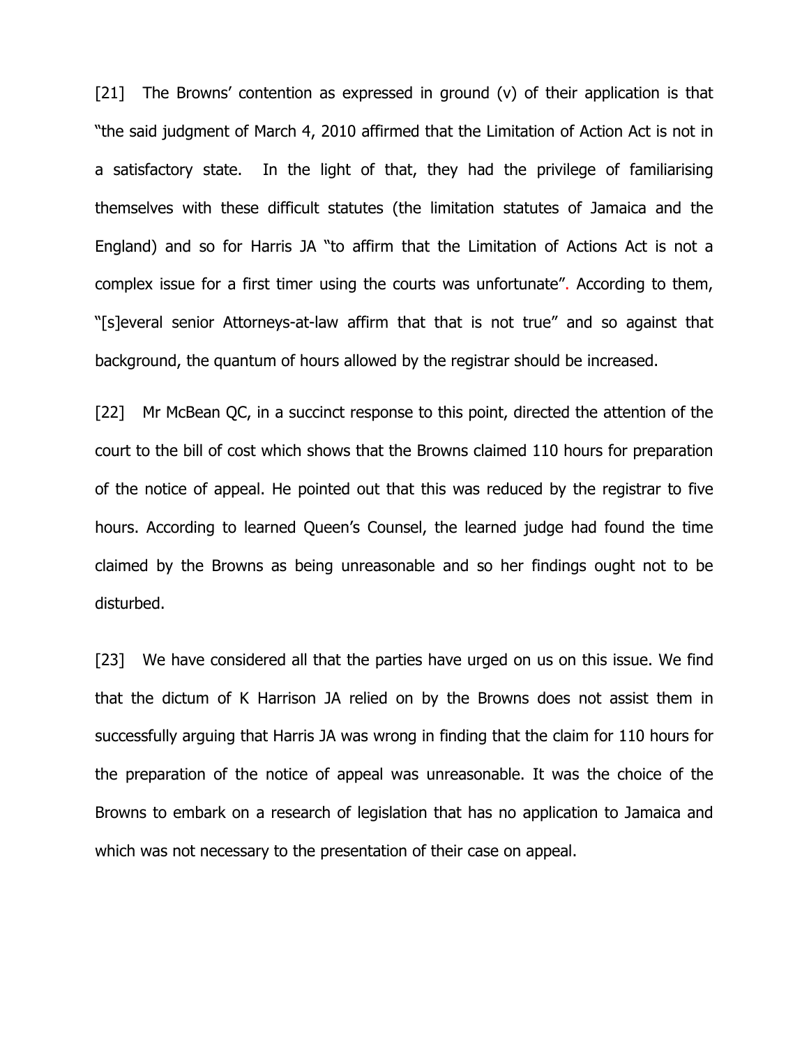[21] The Browns' contention as expressed in ground (v) of their application is that "the said judgment of March 4, 2010 affirmed that the Limitation of Action Act is not in a satisfactory state. In the light of that, they had the privilege of familiarising themselves with these difficult statutes (the limitation statutes of Jamaica and the England) and so for Harris JA "to affirm that the Limitation of Actions Act is not a complex issue for a first timer using the courts was unfortunate". According to them, "[s]everal senior Attorneys-at-law affirm that that is not true" and so against that background, the quantum of hours allowed by the registrar should be increased.

[22] Mr McBean QC, in a succinct response to this point, directed the attention of the court to the bill of cost which shows that the Browns claimed 110 hours for preparation of the notice of appeal. He pointed out that this was reduced by the registrar to five hours. According to learned Queen's Counsel, the learned judge had found the time claimed by the Browns as being unreasonable and so her findings ought not to be disturbed.

[23] We have considered all that the parties have urged on us on this issue. We find that the dictum of K Harrison JA relied on by the Browns does not assist them in successfully arguing that Harris JA was wrong in finding that the claim for 110 hours for the preparation of the notice of appeal was unreasonable. It was the choice of the Browns to embark on a research of legislation that has no application to Jamaica and which was not necessary to the presentation of their case on appeal.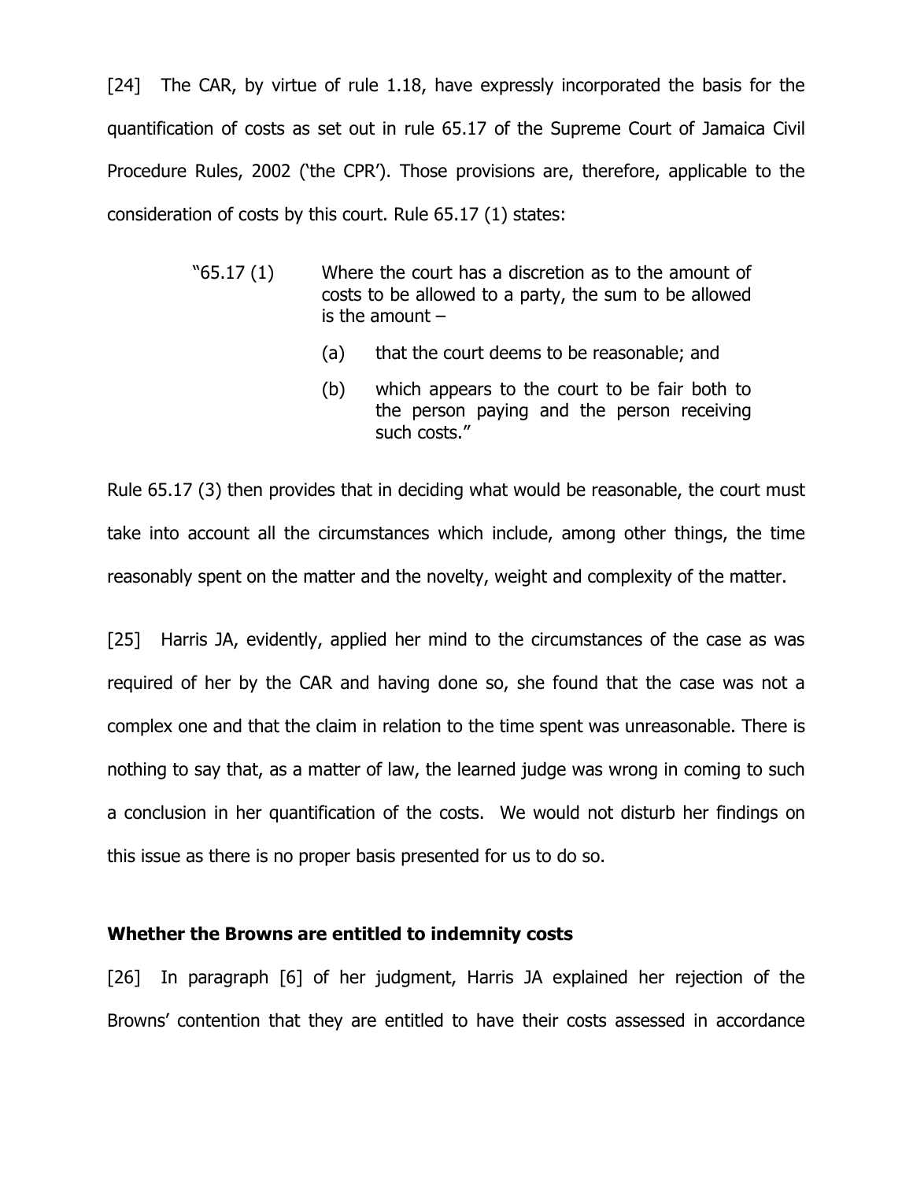[24] The CAR, by virtue of rule 1.18, have expressly incorporated the basis for the quantification of costs as set out in rule 65.17 of the Supreme Court of Jamaica Civil Procedure Rules, 2002 ('the CPR'). Those provisions are, therefore, applicable to the consideration of costs by this court. Rule 65.17 (1) states:

> "65.17 (1) Where the court has a discretion as to the amount of costs to be allowed to a party, the sum to be allowed is the amount –
>
> (a) that the court deems to be reasonable; and
>
> (b) which appears to the court to be fair both to the person paying and the person receiving such costs."

Rule 65.17 (3) then provides that in deciding what would be reasonable, the court must take into account all the circumstances which include, among other things, the time reasonably spent on the matter and the novelty, weight and complexity of the matter.

[25] Harris JA, evidently, applied her mind to the circumstances of the case as was required of her by the CAR and having done so, she found that the case was not a complex one and that the claim in relation to the time spent was unreasonable. There is nothing to say that, as a matter of law, the learned judge was wrong in coming to such a conclusion in her quantification of the costs. We would not disturb her findings on this issue as there is no proper basis presented for us to do so.

**Whether the Browns are entitled to indemnity costs**

[26] In paragraph [6] of her judgment, Harris JA explained her rejection of the Browns' contention that they are entitled to have their costs assessed in accordance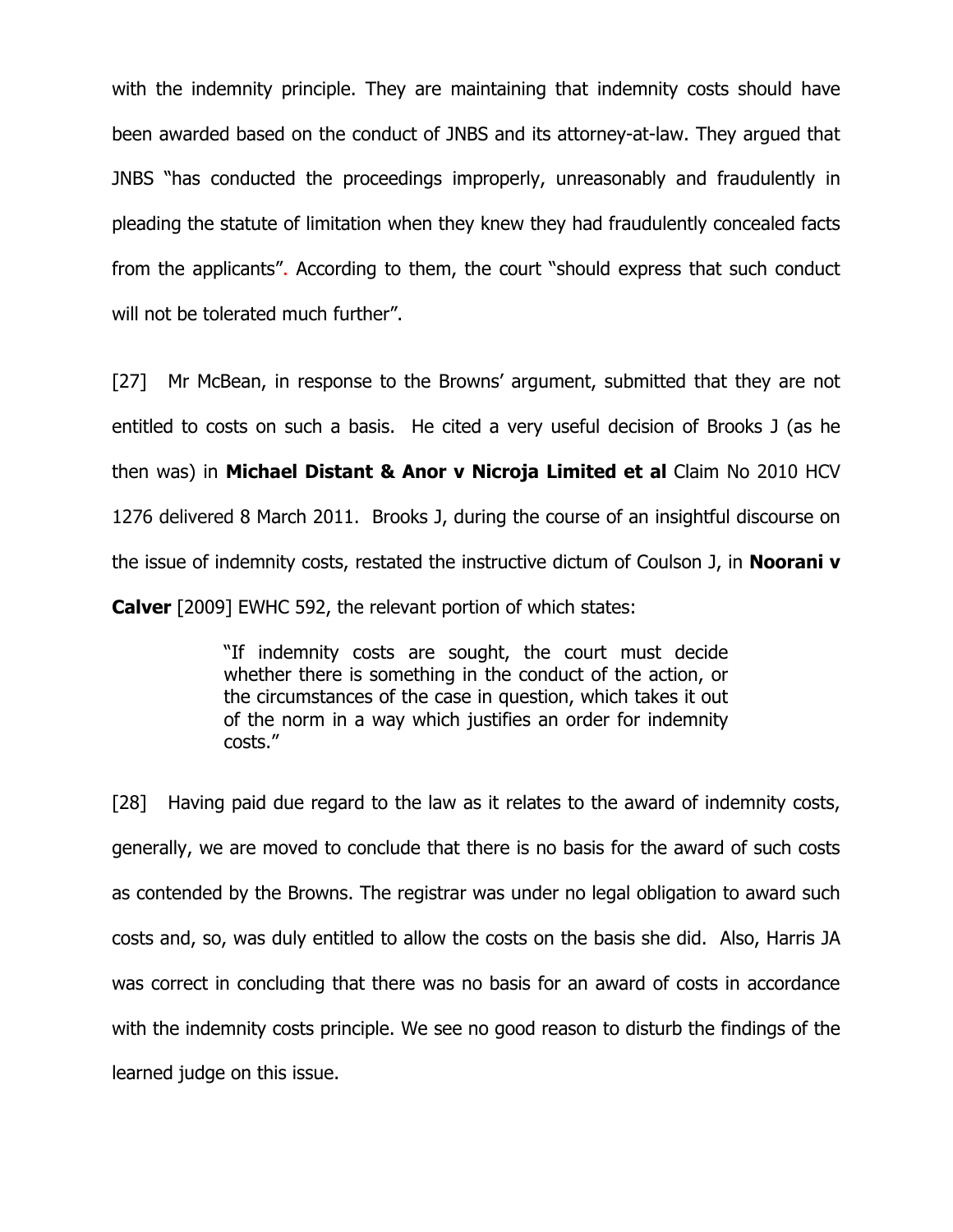with the indemnity principle. They are maintaining that indemnity costs should have been awarded based on the conduct of JNBS and its attorney-at-law. They argued that JNBS "has conducted the proceedings improperly, unreasonably and fraudulently in pleading the statute of limitation when they knew they had fraudulently concealed facts from the applicants". According to them, the court "should express that such conduct will not be tolerated much further".

[27] Mr McBean, in response to the Browns' argument, submitted that they are not entitled to costs on such a basis. He cited a very useful decision of Brooks J (as he then was) in **Michael Distant & Anor v Nicroja Limited et al** Claim No 2010 HCV 1276 delivered 8 March 2011. Brooks J, during the course of an insightful discourse on the issue of indemnity costs, restated the instructive dictum of Coulson J, in **Noorani v Calver** [2009] EWHC 592, the relevant portion of which states:

> "If indemnity costs are sought, the court must decide whether there is something in the conduct of the action, or the circumstances of the case in question, which takes it out of the norm in a way which justifies an order for indemnity costs."

[28] Having paid due regard to the law as it relates to the award of indemnity costs, generally, we are moved to conclude that there is no basis for the award of such costs as contended by the Browns. The registrar was under no legal obligation to award such costs and, so, was duly entitled to allow the costs on the basis she did. Also, Harris JA was correct in concluding that there was no basis for an award of costs in accordance with the indemnity costs principle. We see no good reason to disturb the findings of the learned judge on this issue.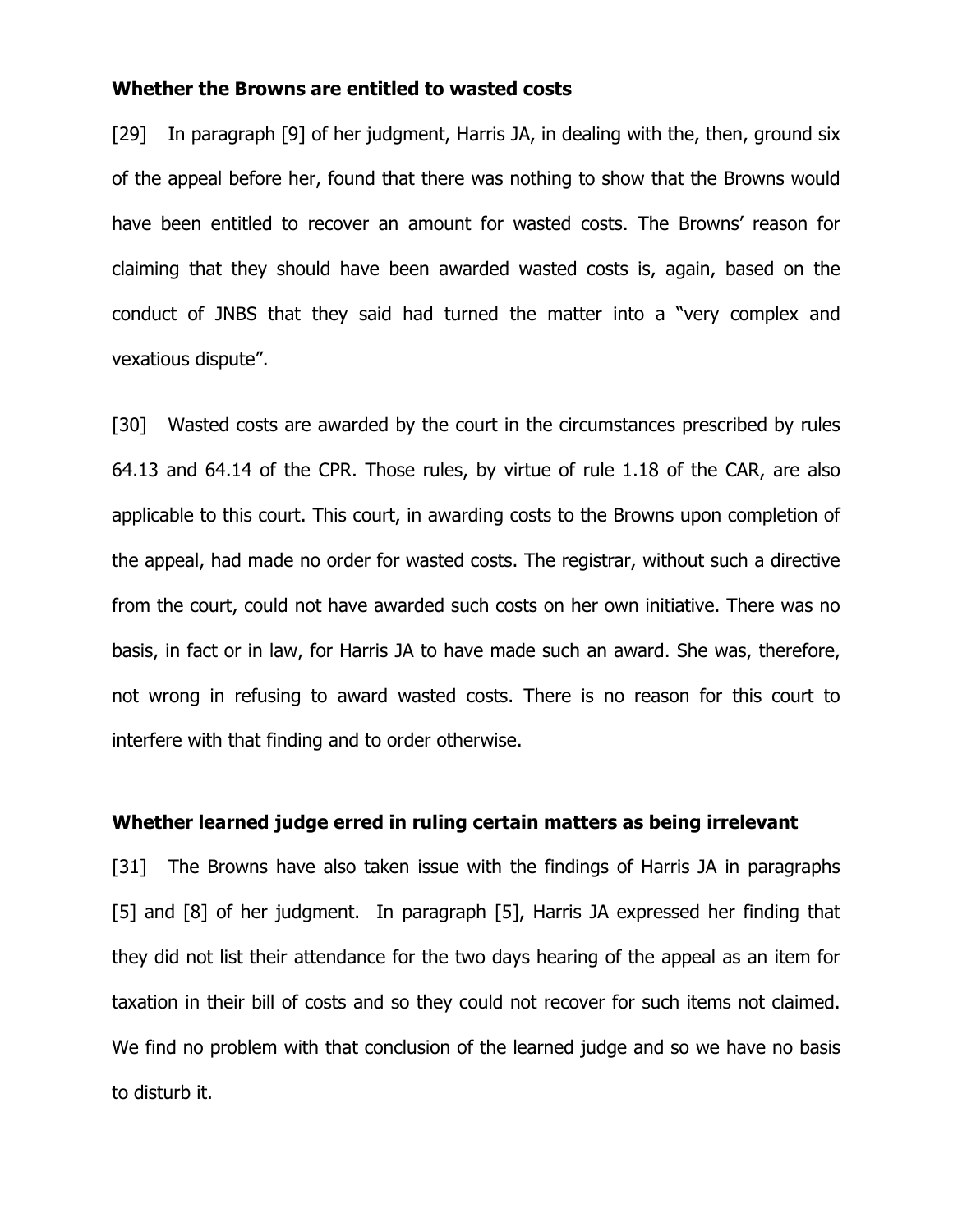**Whether the Browns are entitled to wasted costs**

[29] In paragraph [9] of her judgment, Harris JA, in dealing with the, then, ground six of the appeal before her, found that there was nothing to show that the Browns would have been entitled to recover an amount for wasted costs. The Browns' reason for claiming that they should have been awarded wasted costs is, again, based on the conduct of JNBS that they said had turned the matter into a "very complex and vexatious dispute".

[30] Wasted costs are awarded by the court in the circumstances prescribed by rules 64.13 and 64.14 of the CPR. Those rules, by virtue of rule 1.18 of the CAR, are also applicable to this court. This court, in awarding costs to the Browns upon completion of the appeal, had made no order for wasted costs. The registrar, without such a directive from the court, could not have awarded such costs on her own initiative. There was no basis, in fact or in law, for Harris JA to have made such an award. She was, therefore, not wrong in refusing to award wasted costs. There is no reason for this court to interfere with that finding and to order otherwise.

**Whether learned judge erred in ruling certain matters as being irrelevant**

[31] The Browns have also taken issue with the findings of Harris JA in paragraphs [5] and [8] of her judgment. In paragraph [5], Harris JA expressed her finding that they did not list their attendance for the two days hearing of the appeal as an item for taxation in their bill of costs and so they could not recover for such items not claimed. We find no problem with that conclusion of the learned judge and so we have no basis to disturb it.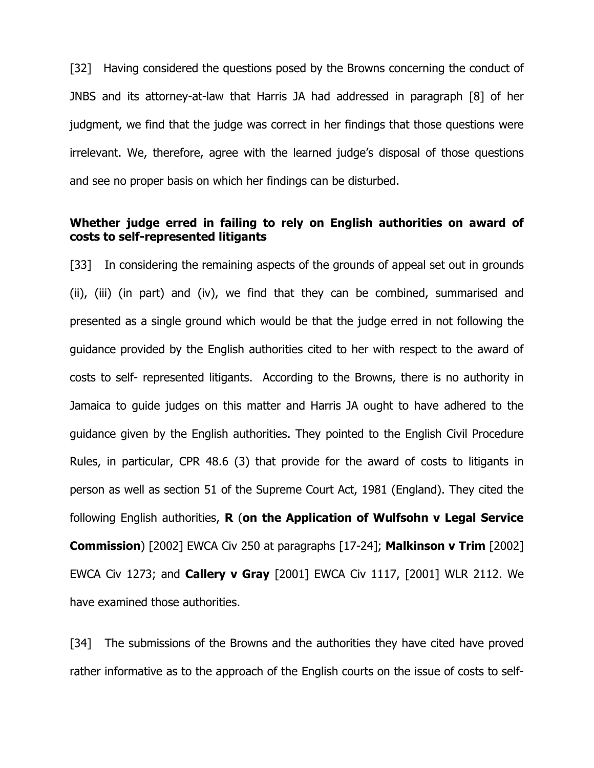[32] Having considered the questions posed by the Browns concerning the conduct of JNBS and its attorney-at-law that Harris JA had addressed in paragraph [8] of her judgment, we find that the judge was correct in her findings that those questions were irrelevant. We, therefore, agree with the learned judge's disposal of those questions and see no proper basis on which her findings can be disturbed.

### Whether judge erred in failing to rely on English authorities on award of costs to self-represented litigants

[33] In considering the remaining aspects of the grounds of appeal set out in grounds (ii), (iii) (in part) and (iv), we find that they can be combined, summarised and presented as a single ground which would be that the judge erred in not following the guidance provided by the English authorities cited to her with respect to the award of costs to self- represented litigants. According to the Browns, there is no authority in Jamaica to guide judges on this matter and Harris JA ought to have adhered to the guidance given by the English authorities. They pointed to the English Civil Procedure Rules, in particular, CPR 48.6 (3) that provide for the award of costs to litigants in person as well as section 51 of the Supreme Court Act, 1981 (England). They cited the following English authorities, **R** (**on the Application of Wulfsohn v Legal Service Commission**) [2002] EWCA Civ 250 at paragraphs [17-24]; **Malkinson v Trim** [2002] EWCA Civ 1273; and **Callery v Gray** [2001] EWCA Civ 1117, [2001] WLR 2112. We have examined those authorities.

[34] The submissions of the Browns and the authorities they have cited have proved rather informative as to the approach of the English courts on the issue of costs to self-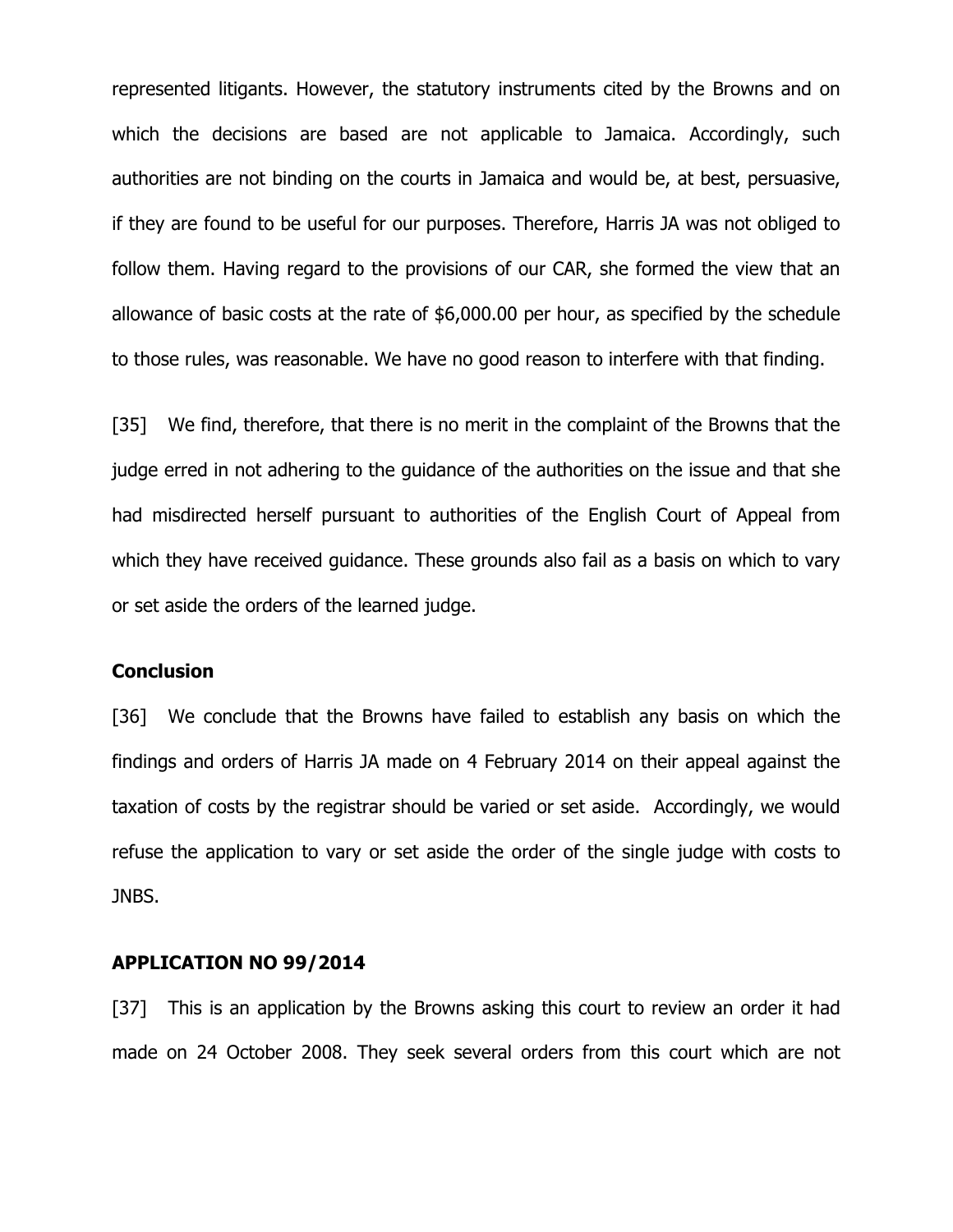represented litigants. However, the statutory instruments cited by the Browns and on which the decisions are based are not applicable to Jamaica. Accordingly, such authorities are not binding on the courts in Jamaica and would be, at best, persuasive, if they are found to be useful for our purposes. Therefore, Harris JA was not obliged to follow them. Having regard to the provisions of our CAR, she formed the view that an allowance of basic costs at the rate of $6,000.00 per hour, as specified by the schedule to those rules, was reasonable. We have no good reason to interfere with that finding.

[35] We find, therefore, that there is no merit in the complaint of the Browns that the judge erred in not adhering to the guidance of the authorities on the issue and that she had misdirected herself pursuant to authorities of the English Court of Appeal from which they have received guidance. These grounds also fail as a basis on which to vary or set aside the orders of the learned judge.

**Conclusion**

[36] We conclude that the Browns have failed to establish any basis on which the findings and orders of Harris JA made on 4 February 2014 on their appeal against the taxation of costs by the registrar should be varied or set aside. Accordingly, we would refuse the application to vary or set aside the order of the single judge with costs to JNBS.

**APPLICATION NO 99/2014**

[37] This is an application by the Browns asking this court to review an order it had made on 24 October 2008. They seek several orders from this court which are not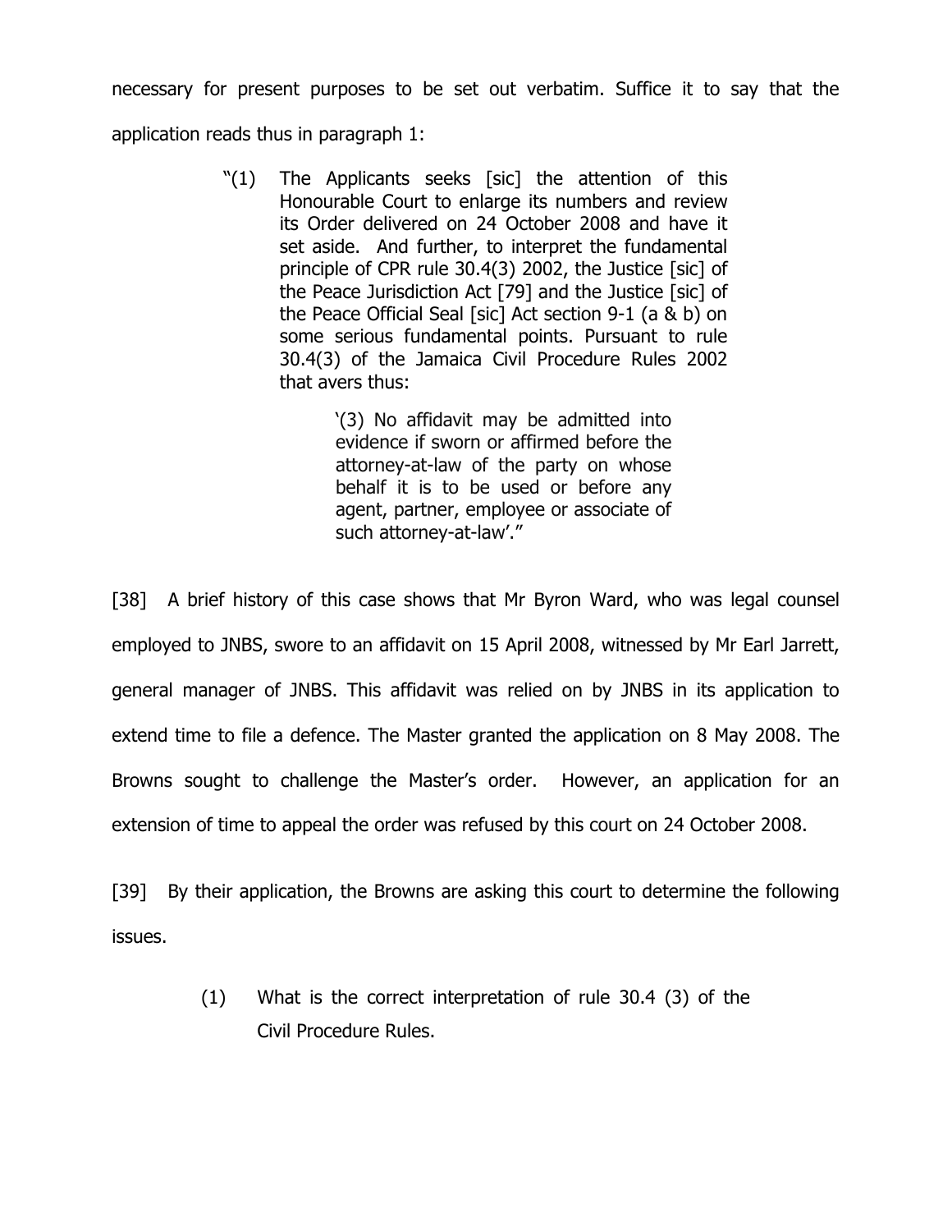necessary for present purposes to be set out verbatim. Suffice it to say that the application reads thus in paragraph 1:

> "(1) The Applicants seeks [sic] the attention of this Honourable Court to enlarge its numbers and review its Order delivered on 24 October 2008 and have it set aside. And further, to interpret the fundamental principle of CPR rule 30.4(3) 2002, the Justice [sic] of the Peace Jurisdiction Act [79] and the Justice [sic] of the Peace Official Seal [sic] Act section 9-1 (a & b) on some serious fundamental points. Pursuant to rule 30.4(3) of the Jamaica Civil Procedure Rules 2002 that avers thus:
>
> > '(3) No affidavit may be admitted into evidence if sworn or affirmed before the attorney-at-law of the party on whose behalf it is to be used or before any agent, partner, employee or associate of such attorney-at-law'."

[38] A brief history of this case shows that Mr Byron Ward, who was legal counsel employed to JNBS, swore to an affidavit on 15 April 2008, witnessed by Mr Earl Jarrett, general manager of JNBS. This affidavit was relied on by JNBS in its application to extend time to file a defence. The Master granted the application on 8 May 2008. The Browns sought to challenge the Master's order. However, an application for an extension of time to appeal the order was refused by this court on 24 October 2008.

[39] By their application, the Browns are asking this court to determine the following issues.

> (1) What is the correct interpretation of rule 30.4 (3) of the Civil Procedure Rules.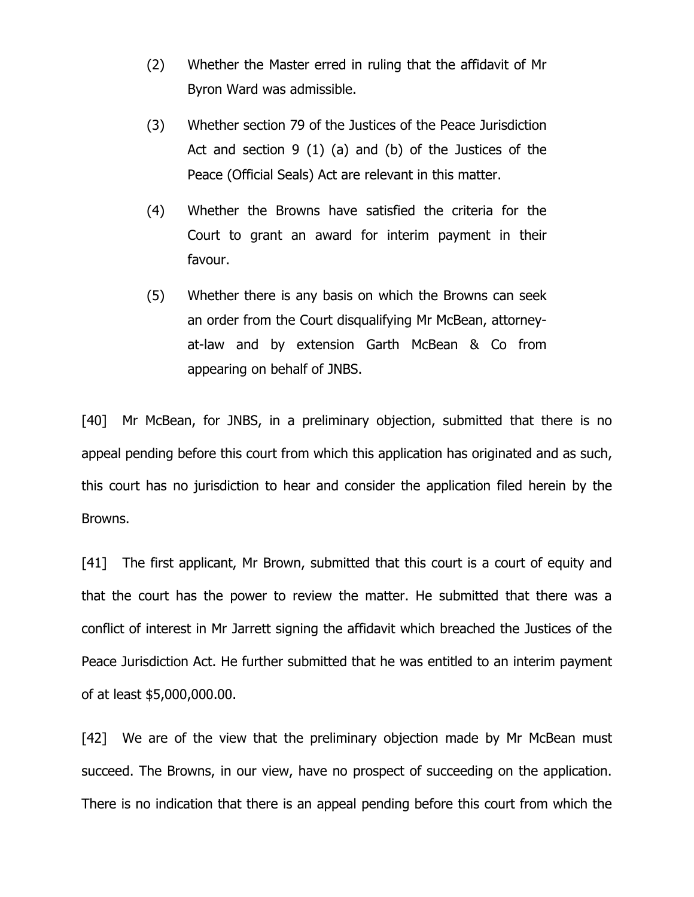(2) Whether the Master erred in ruling that the affidavit of Mr Byron Ward was admissible.

(3) Whether section 79 of the Justices of the Peace Jurisdiction Act and section 9 (1) (a) and (b) of the Justices of the Peace (Official Seals) Act are relevant in this matter.

(4) Whether the Browns have satisfied the criteria for the Court to grant an award for interim payment in their favour.

(5) Whether there is any basis on which the Browns can seek an order from the Court disqualifying Mr McBean, attorney-at-law and by extension Garth McBean & Co from appearing on behalf of JNBS.

[40] Mr McBean, for JNBS, in a preliminary objection, submitted that there is no appeal pending before this court from which this application has originated and as such, this court has no jurisdiction to hear and consider the application filed herein by the Browns.

[41] The first applicant, Mr Brown, submitted that this court is a court of equity and that the court has the power to review the matter. He submitted that there was a conflict of interest in Mr Jarrett signing the affidavit which breached the Justices of the Peace Jurisdiction Act. He further submitted that he was entitled to an interim payment of at least $5,000,000.00.

[42] We are of the view that the preliminary objection made by Mr McBean must succeed. The Browns, in our view, have no prospect of succeeding on the application. There is no indication that there is an appeal pending before this court from which the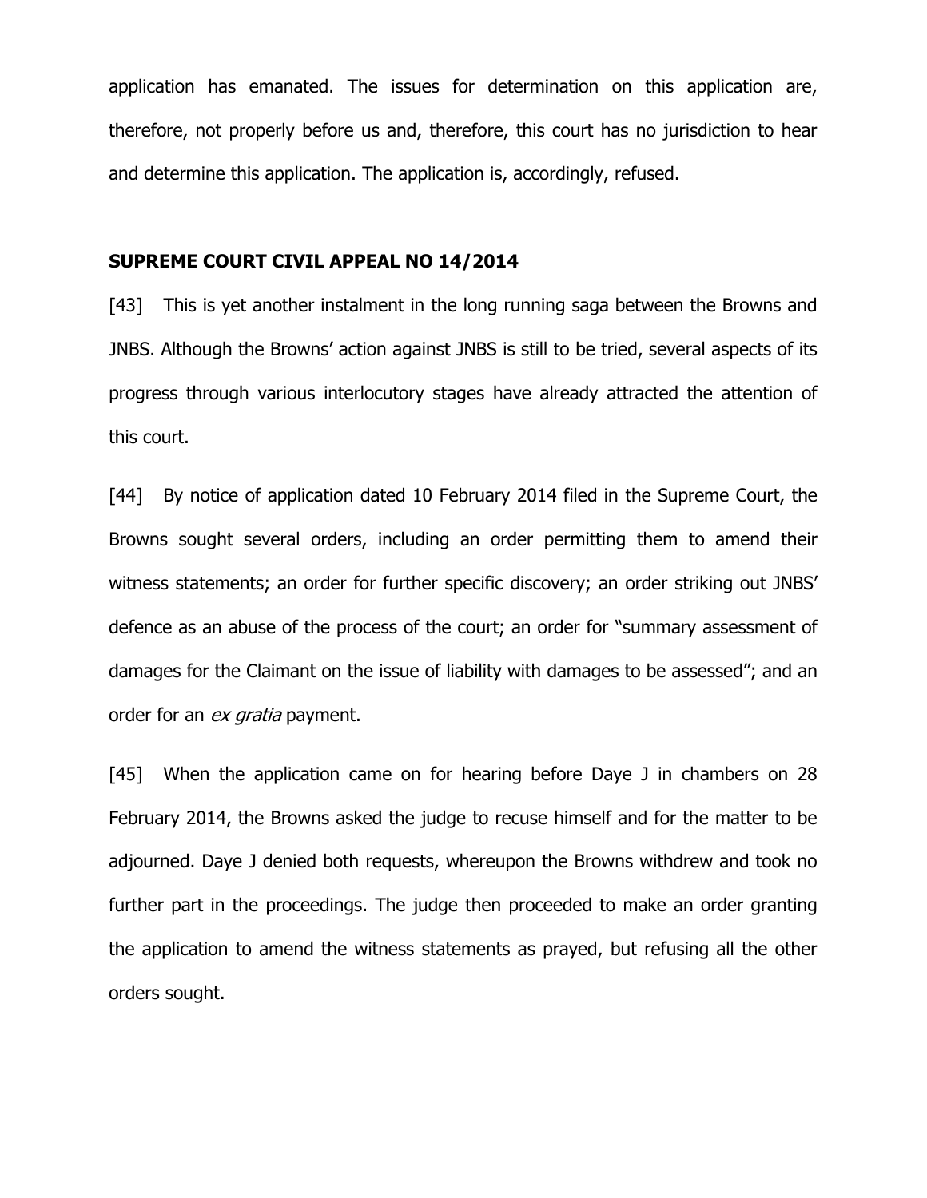application has emanated. The issues for determination on this application are, therefore, not properly before us and, therefore, this court has no jurisdiction to hear and determine this application. The application is, accordingly, refused.

## SUPREME COURT CIVIL APPEAL NO 14/2014

[43] This is yet another instalment in the long running saga between the Browns and JNBS. Although the Browns' action against JNBS is still to be tried, several aspects of its progress through various interlocutory stages have already attracted the attention of this court.

[44] By notice of application dated 10 February 2014 filed in the Supreme Court, the Browns sought several orders, including an order permitting them to amend their witness statements; an order for further specific discovery; an order striking out JNBS' defence as an abuse of the process of the court; an order for "summary assessment of damages for the Claimant on the issue of liability with damages to be assessed"; and an order for an *ex gratia* payment.

[45] When the application came on for hearing before Daye J in chambers on 28 February 2014, the Browns asked the judge to recuse himself and for the matter to be adjourned. Daye J denied both requests, whereupon the Browns withdrew and took no further part in the proceedings. The judge then proceeded to make an order granting the application to amend the witness statements as prayed, but refusing all the other orders sought.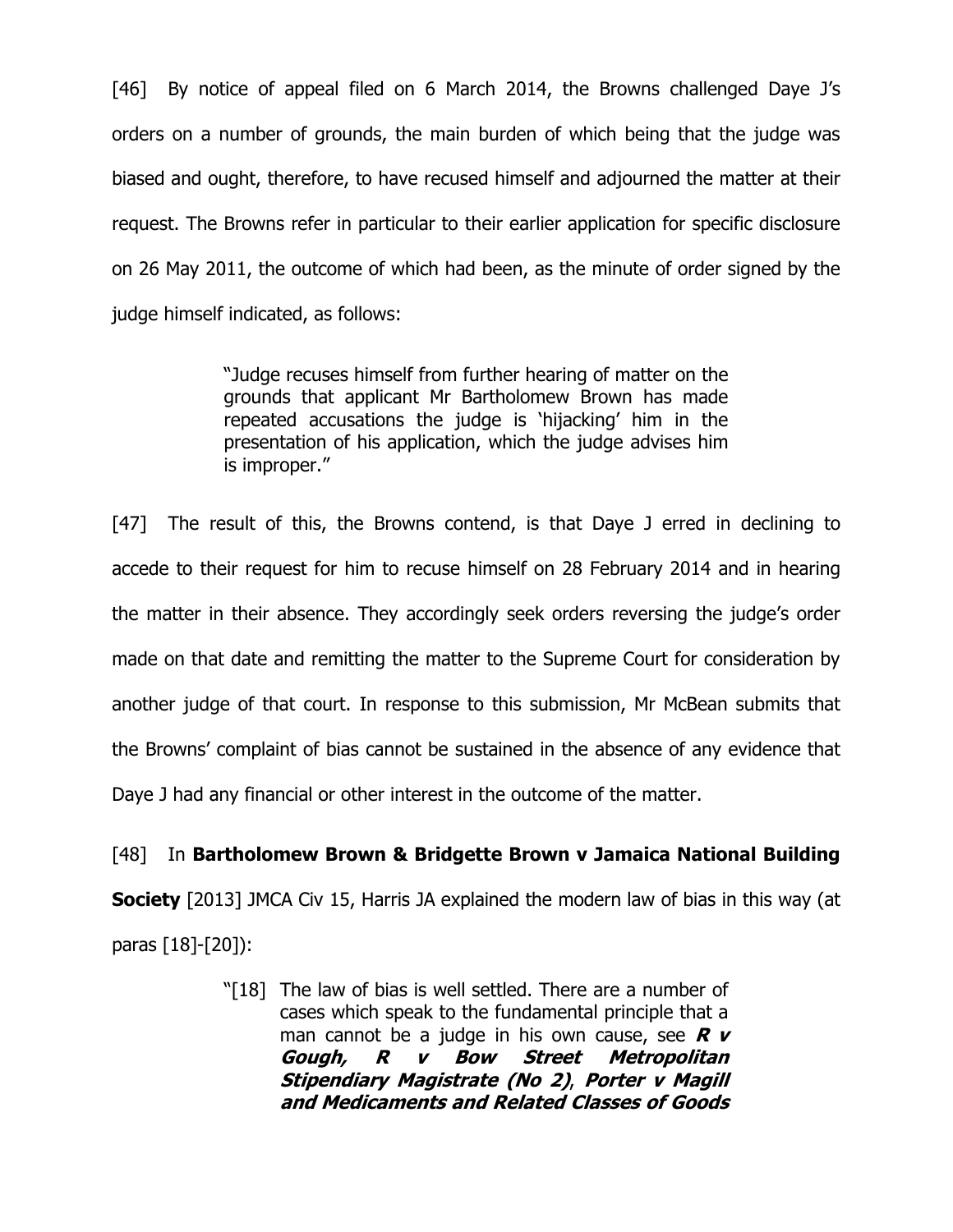[46] By notice of appeal filed on 6 March 2014, the Browns challenged Daye J's orders on a number of grounds, the main burden of which being that the judge was biased and ought, therefore, to have recused himself and adjourned the matter at their request. The Browns refer in particular to their earlier application for specific disclosure on 26 May 2011, the outcome of which had been, as the minute of order signed by the judge himself indicated, as follows:

> "Judge recuses himself from further hearing of matter on the grounds that applicant Mr Bartholomew Brown has made repeated accusations the judge is 'hijacking' him in the presentation of his application, which the judge advises him is improper."

[47] The result of this, the Browns contend, is that Daye J erred in declining to accede to their request for him to recuse himself on 28 February 2014 and in hearing the matter in their absence. They accordingly seek orders reversing the judge's order made on that date and remitting the matter to the Supreme Court for consideration by another judge of that court. In response to this submission, Mr McBean submits that the Browns' complaint of bias cannot be sustained in the absence of any evidence that Daye J had any financial or other interest in the outcome of the matter.

[48] In **Bartholomew Brown & Bridgette Brown v Jamaica National Building Society** [2013] JMCA Civ 15, Harris JA explained the modern law of bias in this way (at paras [18]-[20]):

> "[18] The law of bias is well settled. There are a number of cases which speak to the fundamental principle that a man cannot be a judge in his own cause, see ***R v Gough, R v Bow Street Metropolitan Stipendiary Magistrate (No 2)***, ***Porter v Magill and Medicaments and Related Classes of Goods***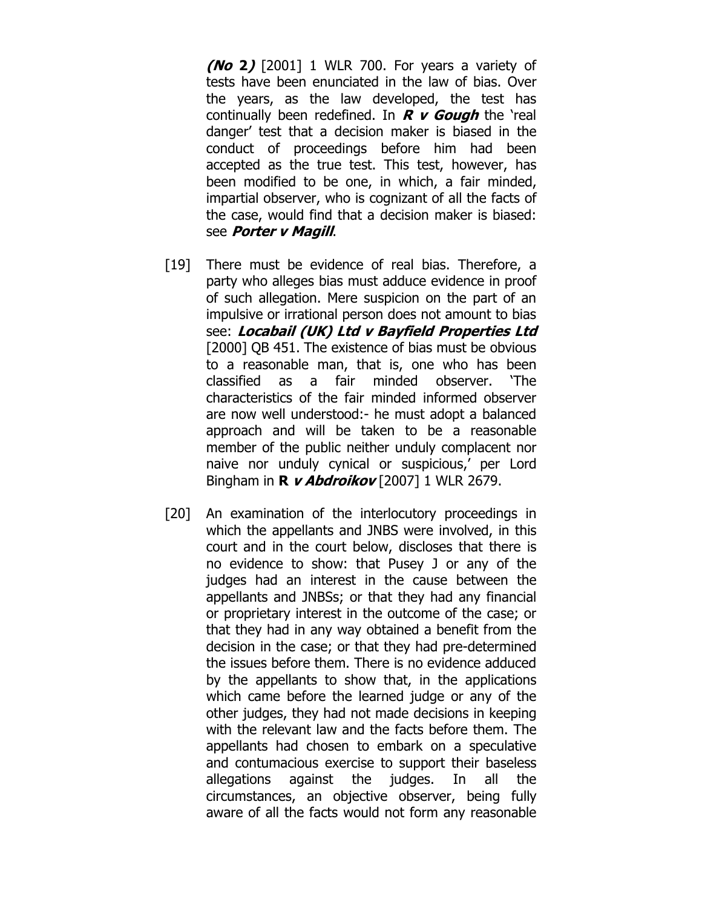***(No* 2*)*** [2001] 1 WLR 700. For years a variety of tests have been enunciated in the law of bias. Over the years, as the law developed, the test has continually been redefined. In ***R v Gough*** the 'real danger' test that a decision maker is biased in the conduct of proceedings before him had been accepted as the true test. This test, however, has been modified to be one, in which, a fair minded, impartial observer, who is cognizant of all the facts of the case, would find that a decision maker is biased: see ***Porter v Magill***.

[19] There must be evidence of real bias. Therefore, a party who alleges bias must adduce evidence in proof of such allegation. Mere suspicion on the part of an impulsive or irrational person does not amount to bias see: ***Locabail (UK) Ltd v Bayfield Properties Ltd*** [2000] QB 451. The existence of bias must be obvious to a reasonable man, that is, one who has been classified as a fair minded observer. 'The characteristics of the fair minded informed observer are now well understood:- he must adopt a balanced approach and will be taken to be a reasonable member of the public neither unduly complacent nor naive nor unduly cynical or suspicious,' per Lord Bingham in **R *v Abdroikov*** [2007] 1 WLR 2679.

[20] An examination of the interlocutory proceedings in which the appellants and JNBS were involved, in this court and in the court below, discloses that there is no evidence to show: that Pusey J or any of the judges had an interest in the cause between the appellants and JNBSs; or that they had any financial or proprietary interest in the outcome of the case; or that they had in any way obtained a benefit from the decision in the case; or that they had pre-determined the issues before them. There is no evidence adduced by the appellants to show that, in the applications which came before the learned judge or any of the other judges, they had not made decisions in keeping with the relevant law and the facts before them. The appellants had chosen to embark on a speculative and contumacious exercise to support their baseless allegations against the judges. In all the circumstances, an objective observer, being fully aware of all the facts would not form any reasonable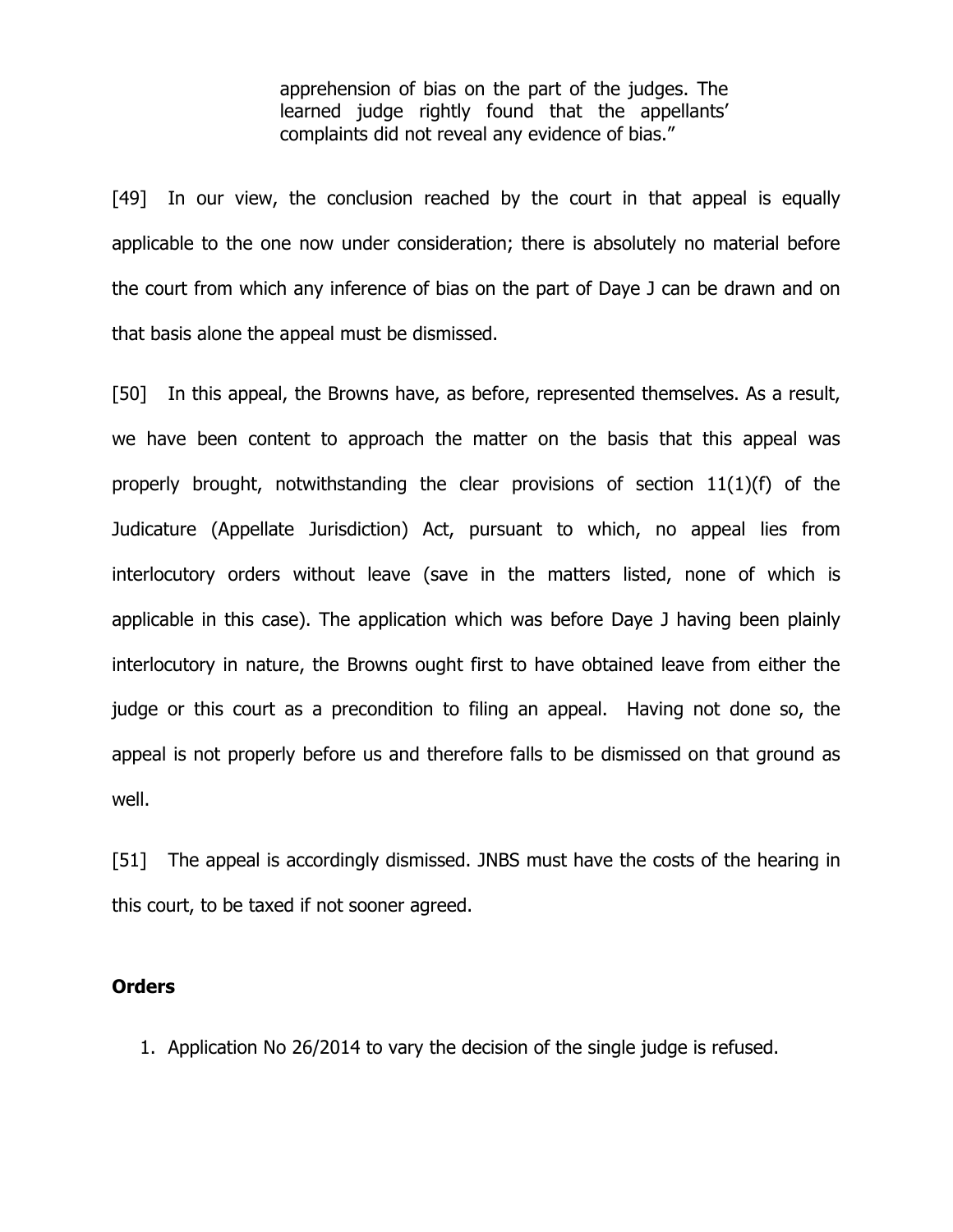> apprehension of bias on the part of the judges. The learned judge rightly found that the appellants' complaints did not reveal any evidence of bias."

[49] In our view, the conclusion reached by the court in that appeal is equally applicable to the one now under consideration; there is absolutely no material before the court from which any inference of bias on the part of Daye J can be drawn and on that basis alone the appeal must be dismissed.

[50] In this appeal, the Browns have, as before, represented themselves. As a result, we have been content to approach the matter on the basis that this appeal was properly brought, notwithstanding the clear provisions of section 11(1)(f) of the Judicature (Appellate Jurisdiction) Act, pursuant to which, no appeal lies from interlocutory orders without leave (save in the matters listed, none of which is applicable in this case). The application which was before Daye J having been plainly interlocutory in nature, the Browns ought first to have obtained leave from either the judge or this court as a precondition to filing an appeal. Having not done so, the appeal is not properly before us and therefore falls to be dismissed on that ground as well.

[51] The appeal is accordingly dismissed. JNBS must have the costs of the hearing in this court, to be taxed if not sooner agreed.

**Orders**

1. Application No 26/2014 to vary the decision of the single judge is refused.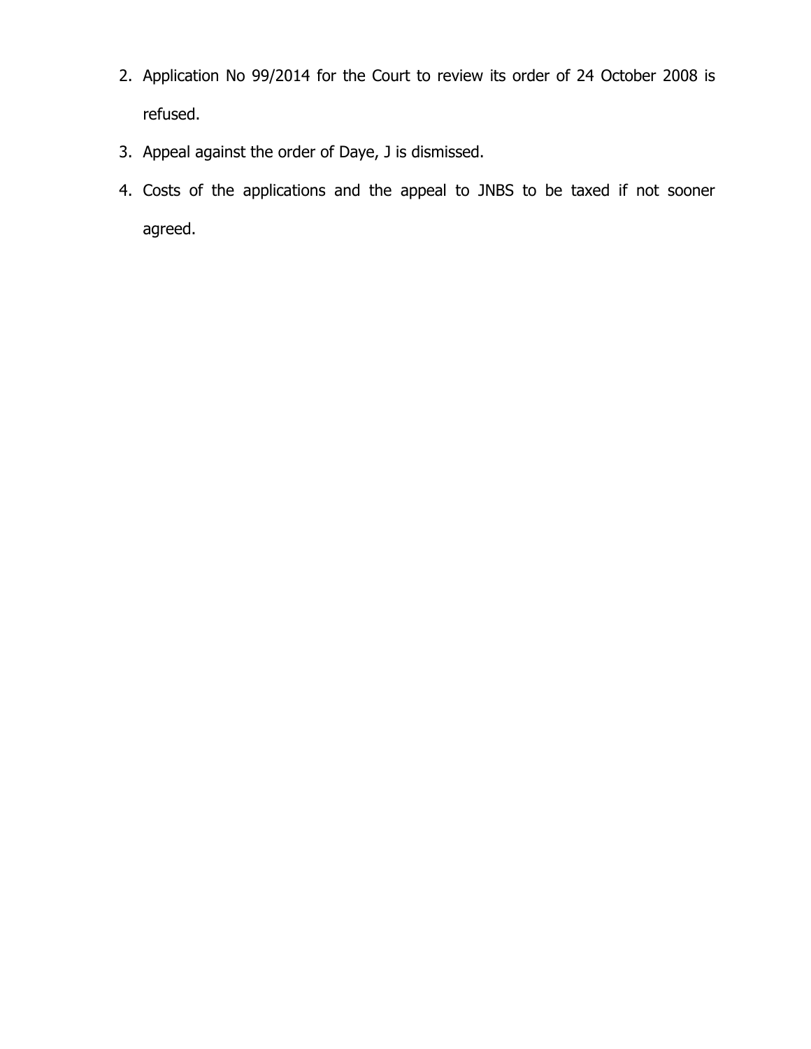2. Application No 99/2014 for the Court to review its order of 24 October 2008 is refused.
3. Appeal against the order of Daye, J is dismissed.
4. Costs of the applications and the appeal to JNBS to be taxed if not sooner agreed.